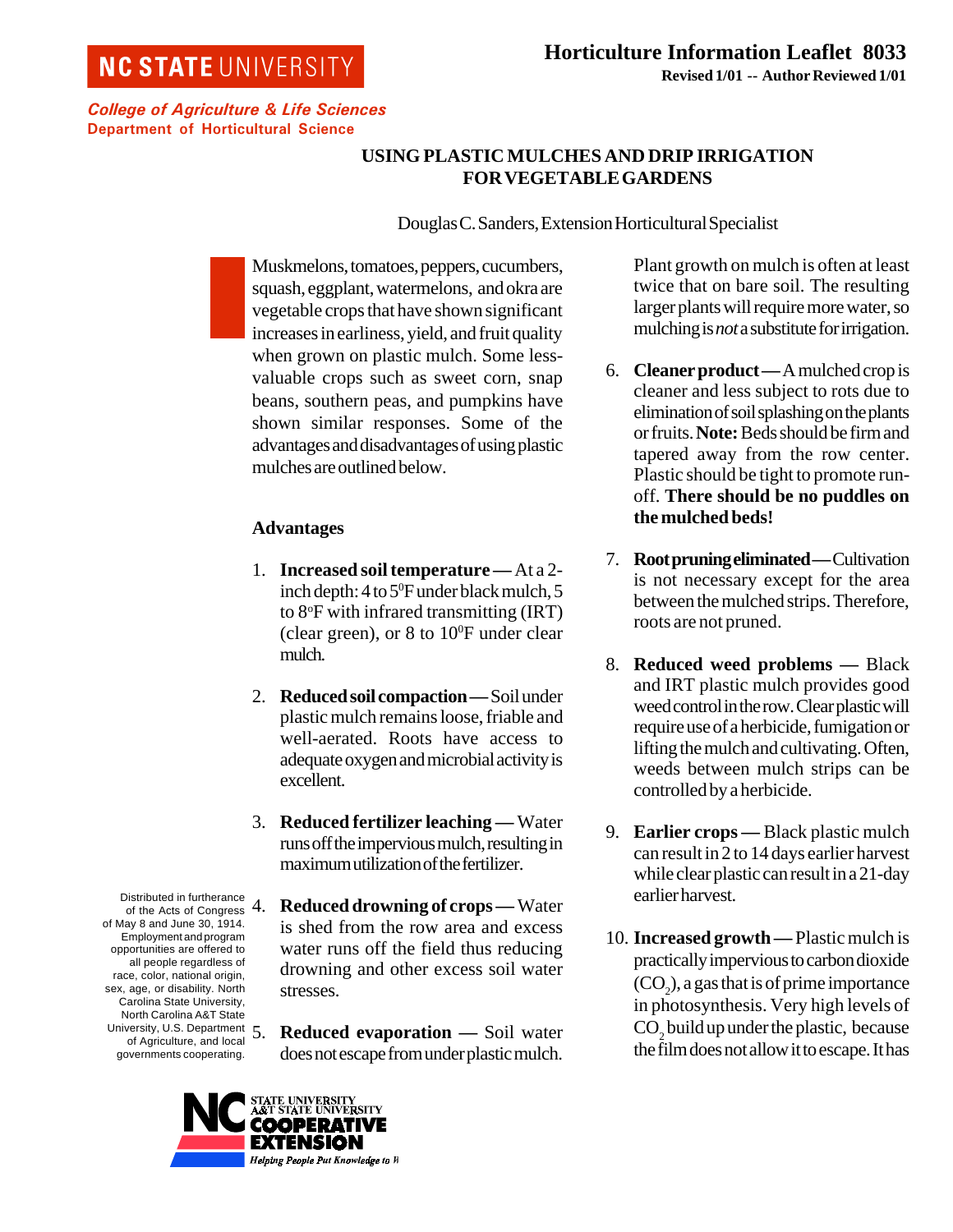NC STATE UNIVERSITY

**College of Agriculture & Life Sciences**
**Department of Horticultural Science**

**Horticulture Information Leaflet 8033**
**Revised 1/01 -- Author Reviewed 1/01**

# USING PLASTIC MULCHES AND DRIP IRRIGATION FOR VEGETABLE GARDENS

Douglas C. Sanders, Extension Horticultural Specialist

Muskmelons, tomatoes, peppers, cucumbers, squash, eggplant, watermelons, and okra are vegetable crops that have shown significant increases in earliness, yield, and fruit quality when grown on plastic mulch. Some less-valuable crops such as sweet corn, snap beans, southern peas, and pumpkins have shown similar responses. Some of the advantages and disadvantages of using plastic mulches are outlined below.

## Advantages

1. **Increased soil temperature —** At a 2-inch depth: 4 to 5$^0$F under black mulch, 5 to 8$^o$F with infrared transmitting (IRT) (clear green), or 8 to 10$^0$F under clear mulch.

2. **Reduced soil compaction —** Soil under plastic mulch remains loose, friable and well-aerated. Roots have access to adequate oxygen and microbial activity is excellent.

3. **Reduced fertilizer leaching —** Water runs off the impervious mulch, resulting in maximum utilization of the fertilizer.

4. **Reduced drowning of crops —** Water is shed from the row area and excess water runs off the field thus reducing drowning and other excess soil water stresses.

5. **Reduced evaporation —** Soil water does not escape from under plastic mulch. Plant growth on mulch is often at least twice that on bare soil. The resulting larger plants will require more water, so mulching is *not* a substitute for irrigation.

6. **Cleaner product —** A mulched crop is cleaner and less subject to rots due to elimination of soil splashing on the plants or fruits. **Note:** Beds should be firm and tapered away from the row center. Plastic should be tight to promote run-off. **There should be no puddles on the mulched beds!**

7. **Root pruning eliminated —** Cultivation is not necessary except for the area between the mulched strips. Therefore, roots are not pruned.

8. **Reduced weed problems —** Black and IRT plastic mulch provides good weed control in the row. Clear plastic will require use of a herbicide, fumigation or lifting the mulch and cultivating. Often, weeds between mulch strips can be controlled by a herbicide.

9. **Earlier crops —** Black plastic mulch can result in 2 to 14 days earlier harvest while clear plastic can result in a 21-day earlier harvest.

10. **Increased growth —** Plastic mulch is practically impervious to carbon dioxide ($CO_2$), a gas that is of prime importance in photosynthesis. Very high levels of $CO_2$ build up under the plastic, because the film does not allow it to escape. It has

Distributed in furtherance of the Acts of Congress of May 8 and June 30, 1914. Employment and program opportunities are offered to all people regardless of race, color, national origin, sex, age, or disability. North Carolina State University, North Carolina A&T State University, U.S. Department of Agriculture, and local governments cooperating.

NC STATE UNIVERSITY A&T STATE UNIVERSITY COOPERATIVE EXTENSION Helping People Put Knowledge to W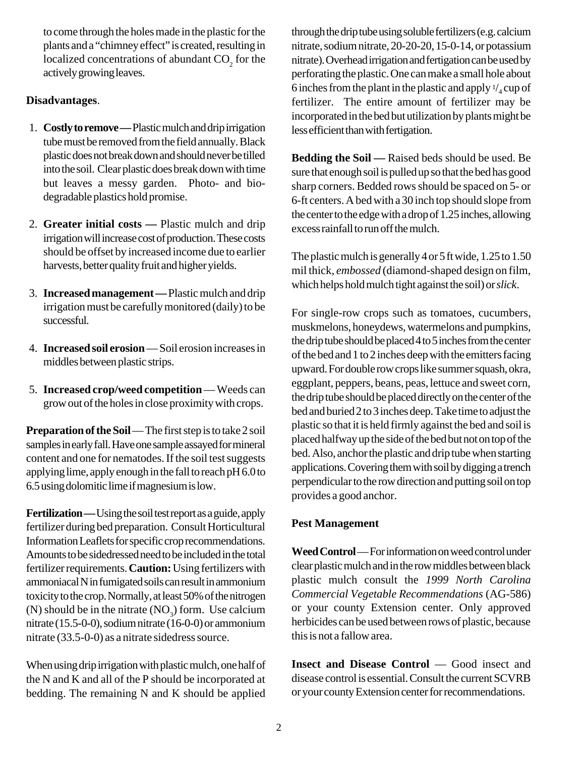to come through the holes made in the plastic for the plants and a "chimney effect" is created, resulting in localized concentrations of abundant $CO_2$ for the actively growing leaves.

**Disadvantages**.

1. **Costly to remove —** Plastic mulch and drip irrigation tube must be removed from the field annually. Black plastic does not break down and should never be tilled into the soil. Clear plastic does break down with time but leaves a messy garden. Photo- and biodegradable plastics hold promise.

2. **Greater initial costs —** Plastic mulch and drip irrigation will increase cost of production. These costs should be offset by increased income due to earlier harvests, better quality fruit and higher yields.

3. **Increased management —** Plastic mulch and drip irrigation must be carefully monitored (daily) to be successful.

4. **Increased soil erosion** — Soil erosion increases in middles between plastic strips.

5. **Increased crop/weed competition** — Weeds can grow out of the holes in close proximity with crops.

**Preparation of the Soil** — The first step is to take 2 soil samples in early fall. Have one sample assayed for mineral content and one for nematodes. If the soil test suggests applying lime, apply enough in the fall to reach pH 6.0 to 6.5 using dolomitic lime if magnesium is low.

**Fertilization —** Using the soil test report as a guide, apply fertilizer during bed preparation. Consult Horticultural Information Leaflets for specific crop recommendations. Amounts to be sidedressed need to be included in the total fertilizer requirements. **Caution:** Using fertilizers with ammoniacal N in fumigated soils can result in ammonium toxicity to the crop. Normally, at least 50% of the nitrogen (N) should be in the nitrate ($NO_3$) form. Use calcium nitrate (15.5-0-0), sodium nitrate (16-0-0) or ammonium nitrate (33.5-0-0) as a nitrate sidedress source.

When using drip irrigation with plastic mulch, one half of the N and K and all of the P should be incorporated at bedding. The remaining N and K should be applied through the drip tube using soluble fertilizers (e.g. calcium nitrate, sodium nitrate, 20-20-20, 15-0-14, or potassium nitrate). Overhead irrigation and fertigation can be used by perforating the plastic. One can make a small hole about 6 inches from the plant in the plastic and apply $^1/_4$ cup of fertilizer. The entire amount of fertilizer may be incorporated in the bed but utilization by plants might be less efficient than with fertigation.

**Bedding the Soil —** Raised beds should be used. Be sure that enough soil is pulled up so that the bed has good sharp corners. Bedded rows should be spaced on 5- or 6-ft centers. A bed with a 30 inch top should slope from the center to the edge with a drop of 1.25 inches, allowing excess rainfall to run off the mulch.

The plastic mulch is generally 4 or 5 ft wide, 1.25 to 1.50 mil thick, *embossed* (diamond-shaped design on film, which helps hold mulch tight against the soil) or *slick*.

For single-row crops such as tomatoes, cucumbers, muskmelons, honeydews, watermelons and pumpkins, the drip tube should be placed 4 to 5 inches from the center of the bed and 1 to 2 inches deep with the emitters facing upward. For double row crops like summer squash, okra, eggplant, peppers, beans, peas, lettuce and sweet corn, the drip tube should be placed directly on the center of the bed and buried 2 to 3 inches deep. Take time to adjust the plastic so that it is held firmly against the bed and soil is placed halfway up the side of the bed but not on top of the bed. Also, anchor the plastic and drip tube when starting applications. Covering them with soil by digging a trench perpendicular to the row direction and putting soil on top provides a good anchor.

**Pest Management**

**Weed Control** — For information on weed control under clear plastic mulch and in the row middles between black plastic mulch consult the *1999 North Carolina Commercial Vegetable Recommendations* (AG-586) or your county Extension center. Only approved herbicides can be used between rows of plastic, because this is not a fallow area.

**Insect and Disease Control** — Good insect and disease control is essential. Consult the current SCVRB or your county Extension center for recommendations.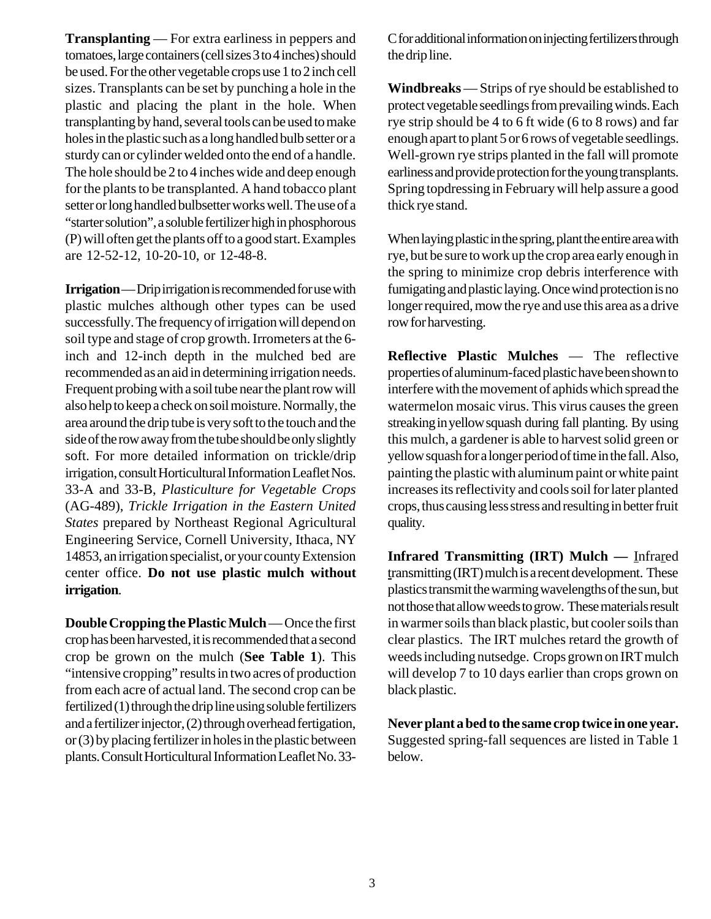**Transplanting** — For extra earliness in peppers and tomatoes, large containers (cell sizes 3 to 4 inches) should be used. For the other vegetable crops use 1 to 2 inch cell sizes. Transplants can be set by punching a hole in the plastic and placing the plant in the hole. When transplanting by hand, several tools can be used to make holes in the plastic such as a long handled bulb setter or a sturdy can or cylinder welded onto the end of a handle. The hole should be 2 to 4 inches wide and deep enough for the plants to be transplanted. A hand tobacco plant setter or long handled bulbsetter works well. The use of a "starter solution", a soluble fertilizer high in phosphorous (P) will often get the plants off to a good start. Examples are 12-52-12, 10-20-10, or 12-48-8.

**Irrigation** — Drip irrigation is recommended for use with plastic mulches although other types can be used successfully. The frequency of irrigation will depend on soil type and stage of crop growth. Irrometers at the 6-inch and 12-inch depth in the mulched bed are recommended as an aid in determining irrigation needs. Frequent probing with a soil tube near the plant row will also help to keep a check on soil moisture. Normally, the area around the drip tube is very soft to the touch and the side of the row away from the tube should be only slightly soft. For more detailed information on trickle/drip irrigation, consult Horticultural Information Leaflet Nos. 33-A and 33-B, *Plasticulture for Vegetable Crops* (AG-489), *Trickle Irrigation in the Eastern United States* prepared by Northeast Regional Agricultural Engineering Service, Cornell University, Ithaca, NY 14853, an irrigation specialist, or your county Extension center office. **Do not use plastic mulch without irrigation**.

**Double Cropping the Plastic Mulch** — Once the first crop has been harvested, it is recommended that a second crop be grown on the mulch (**See Table 1**). This "intensive cropping" results in two acres of production from each acre of actual land. The second crop can be fertilized (1) through the drip line using soluble fertilizers and a fertilizer injector, (2) through overhead fertigation, or (3) by placing fertilizer in holes in the plastic between plants. Consult Horticultural Information Leaflet No. 33-C for additional information on injecting fertilizers through the drip line.

**Windbreaks** — Strips of rye should be established to protect vegetable seedlings from prevailing winds. Each rye strip should be 4 to 6 ft wide (6 to 8 rows) and far enough apart to plant 5 or 6 rows of vegetable seedlings. Well-grown rye strips planted in the fall will promote earliness and provide protection for the young transplants. Spring topdressing in February will help assure a good thick rye stand.

When laying plastic in the spring, plant the entire area with rye, but be sure to work up the crop area early enough in the spring to minimize crop debris interference with fumigating and plastic laying. Once wind protection is no longer required, mow the rye and use this area as a drive row for harvesting.

**Reflective Plastic Mulches** — The reflective properties of aluminum-faced plastic have been shown to interfere with the movement of aphids which spread the watermelon mosaic virus. This virus causes the green streaking in yellow squash during fall planting. By using this mulch, a gardener is able to harvest solid green or yellow squash for a longer period of time in the fall. Also, painting the plastic with aluminum paint or white paint increases its reflectivity and cools soil for later planted crops, thus causing less stress and resulting in better fruit quality.

**Infrared Transmitting (IRT) Mulch —** Infrared transmitting (IRT) mulch is a recent development. These plastics transmit the warming wavelengths of the sun, but not those that allow weeds to grow. These materials result in warmer soils than black plastic, but cooler soils than clear plastics. The IRT mulches retard the growth of weeds including nutsedge. Crops grown on IRT mulch will develop 7 to 10 days earlier than crops grown on black plastic.

**Never plant a bed to the same crop twice in one year.** Suggested spring-fall sequences are listed in Table 1 below.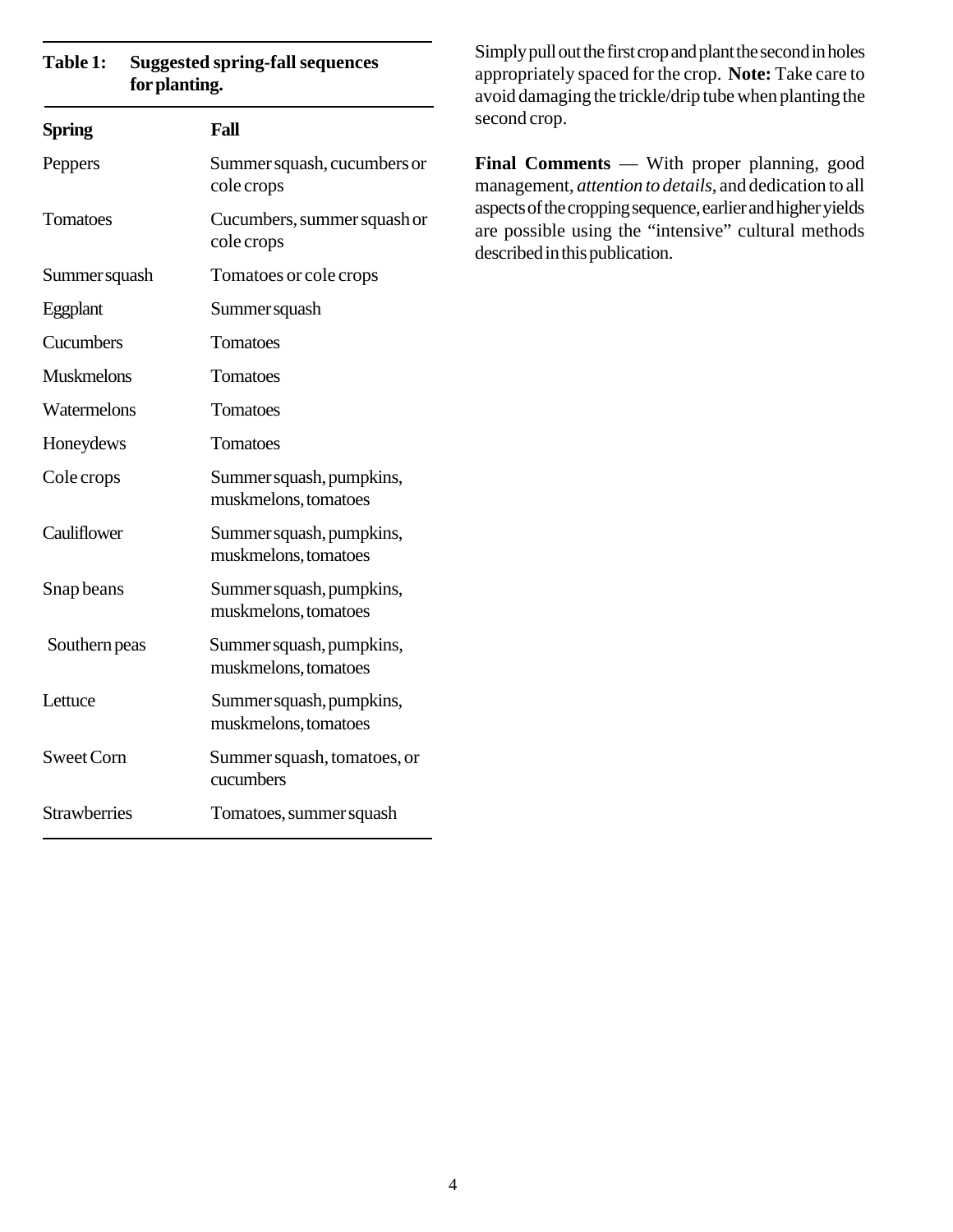**Table 1: Suggested spring-fall sequences for planting.**

| Spring | Fall |
| --- | --- |
| Peppers | Summer squash, cucumbers or cole crops |
| Tomatoes | Cucumbers, summer squash or cole crops |
| Summer squash | Tomatoes or cole crops |
| Eggplant | Summer squash |
| Cucumbers | Tomatoes |
| Muskmelons | Tomatoes |
| Watermelons | Tomatoes |
| Honeydews | Tomatoes |
| Cole crops | Summer squash, pumpkins, muskmelons, tomatoes |
| Cauliflower | Summer squash, pumpkins, muskmelons, tomatoes |
| Snap beans | Summer squash, pumpkins, muskmelons, tomatoes |
| Southern peas | Summer squash, pumpkins, muskmelons, tomatoes |
| Lettuce | Summer squash, pumpkins, muskmelons, tomatoes |
| Sweet Corn | Summer squash, tomatoes, or cucumbers |
| Strawberries | Tomatoes, summer squash |

Simply pull out the first crop and plant the second in holes appropriately spaced for the crop. **Note:** Take care to avoid damaging the trickle/drip tube when planting the second crop.

**Final Comments** — With proper planning, good management, *attention to details*, and dedication to all aspects of the cropping sequence, earlier and higher yields are possible using the "intensive" cultural methods described in this publication.